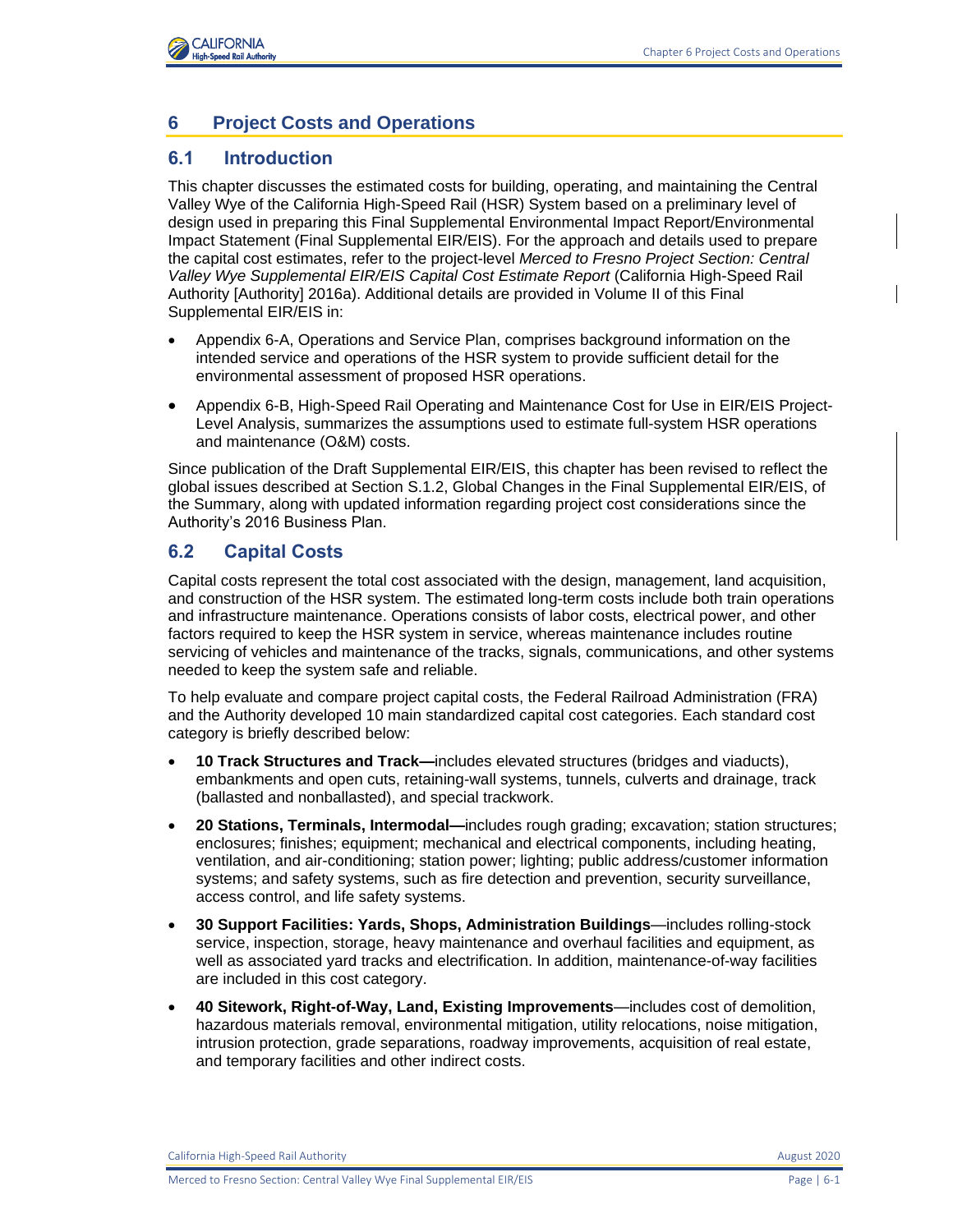# 6 Project Costs and Operations

## 6.1 Introduction

This chapter discusses the estimated costs for building, operating, and maintaining the Central Valley Wye of the California High-Speed Rail (HSR) System based on a preliminary level of design used in preparing this Final Supplemental Environmental Impact Report/Environmental Impact Statement (Final Supplemental EIR/EIS). For the approach and details used to prepare the capital cost estimates, refer to the project-level *Merced to Fresno Project Section: Central Valley Wye Supplemental EIR/EIS Capital Cost Estimate Report* (California High-Speed Rail Authority [Authority] 2016a). Additional details are provided in Volume II of this Final Supplemental EIR/EIS in:

- Appendix 6-A, Operations and Service Plan, comprises background information on the intended service and operations of the HSR system to provide sufficient detail for the environmental assessment of proposed HSR operations.
- Appendix 6-B, High-Speed Rail Operating and Maintenance Cost for Use in EIR/EIS Project-Level Analysis, summarizes the assumptions used to estimate full-system HSR operations and maintenance (O&M) costs.

Since publication of the Draft Supplemental EIR/EIS, this chapter has been revised to reflect the global issues described at Section S.1.2, Global Changes in the Final Supplemental EIR/EIS, of the Summary, along with updated information regarding project cost considerations since the Authority's 2016 Business Plan.

## 6.2 Capital Costs

Capital costs represent the total cost associated with the design, management, land acquisition, and construction of the HSR system. The estimated long-term costs include both train operations and infrastructure maintenance. Operations consists of labor costs, electrical power, and other factors required to keep the HSR system in service, whereas maintenance includes routine servicing of vehicles and maintenance of the tracks, signals, communications, and other systems needed to keep the system safe and reliable.

To help evaluate and compare project capital costs, the Federal Railroad Administration (FRA) and the Authority developed 10 main standardized capital cost categories. Each standard cost category is briefly described below:

- **10 Track Structures and Track—**includes elevated structures (bridges and viaducts), embankments and open cuts, retaining-wall systems, tunnels, culverts and drainage, track (ballasted and nonballasted), and special trackwork.
- **20 Stations, Terminals, Intermodal—**includes rough grading; excavation; station structures; enclosures; finishes; equipment; mechanical and electrical components, including heating, ventilation, and air-conditioning; station power; lighting; public address/customer information systems; and safety systems, such as fire detection and prevention, security surveillance, access control, and life safety systems.
- **30 Support Facilities: Yards, Shops, Administration Buildings**—includes rolling-stock service, inspection, storage, heavy maintenance and overhaul facilities and equipment, as well as associated yard tracks and electrification. In addition, maintenance-of-way facilities are included in this cost category.
- **40 Sitework, Right-of-Way, Land, Existing Improvements**—includes cost of demolition, hazardous materials removal, environmental mitigation, utility relocations, noise mitigation, intrusion protection, grade separations, roadway improvements, acquisition of real estate, and temporary facilities and other indirect costs.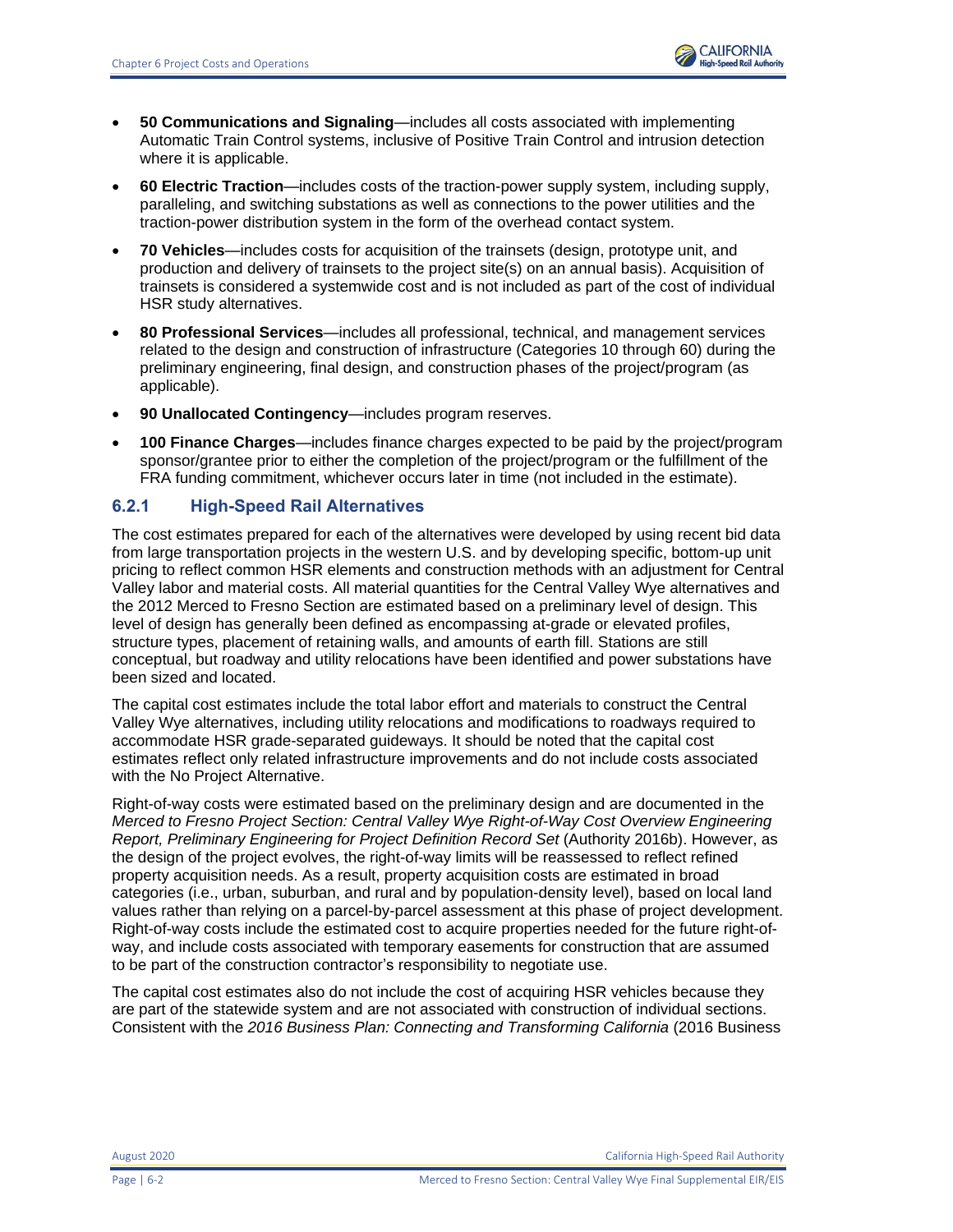- **50 Communications and Signaling**—includes all costs associated with implementing Automatic Train Control systems, inclusive of Positive Train Control and intrusion detection where it is applicable.
- **60 Electric Traction**—includes costs of the traction-power supply system, including supply, paralleling, and switching substations as well as connections to the power utilities and the traction-power distribution system in the form of the overhead contact system.
- **70 Vehicles**—includes costs for acquisition of the trainsets (design, prototype unit, and production and delivery of trainsets to the project site(s) on an annual basis). Acquisition of trainsets is considered a systemwide cost and is not included as part of the cost of individual HSR study alternatives.
- **80 Professional Services**—includes all professional, technical, and management services related to the design and construction of infrastructure (Categories 10 through 60) during the preliminary engineering, final design, and construction phases of the project/program (as applicable).
- **90 Unallocated Contingency**—includes program reserves.
- **100 Finance Charges**—includes finance charges expected to be paid by the project/program sponsor/grantee prior to either the completion of the project/program or the fulfillment of the FRA funding commitment, whichever occurs later in time (not included in the estimate).

### 6.2.1 High-Speed Rail Alternatives

The cost estimates prepared for each of the alternatives were developed by using recent bid data from large transportation projects in the western U.S. and by developing specific, bottom-up unit pricing to reflect common HSR elements and construction methods with an adjustment for Central Valley labor and material costs. All material quantities for the Central Valley Wye alternatives and the 2012 Merced to Fresno Section are estimated based on a preliminary level of design. This level of design has generally been defined as encompassing at-grade or elevated profiles, structure types, placement of retaining walls, and amounts of earth fill. Stations are still conceptual, but roadway and utility relocations have been identified and power substations have been sized and located.

The capital cost estimates include the total labor effort and materials to construct the Central Valley Wye alternatives, including utility relocations and modifications to roadways required to accommodate HSR grade-separated guideways. It should be noted that the capital cost estimates reflect only related infrastructure improvements and do not include costs associated with the No Project Alternative.

Right-of-way costs were estimated based on the preliminary design and are documented in the *Merced to Fresno Project Section: Central Valley Wye Right-of-Way Cost Overview Engineering Report, Preliminary Engineering for Project Definition Record Set* (Authority 2016b). However, as the design of the project evolves, the right-of-way limits will be reassessed to reflect refined property acquisition needs. As a result, property acquisition costs are estimated in broad categories (i.e., urban, suburban, and rural and by population-density level), based on local land values rather than relying on a parcel-by-parcel assessment at this phase of project development. Right-of-way costs include the estimated cost to acquire properties needed for the future right-of-way, and include costs associated with temporary easements for construction that are assumed to be part of the construction contractor's responsibility to negotiate use.

The capital cost estimates also do not include the cost of acquiring HSR vehicles because they are part of the statewide system and are not associated with construction of individual sections. Consistent with the *2016 Business Plan: Connecting and Transforming California* (2016 Business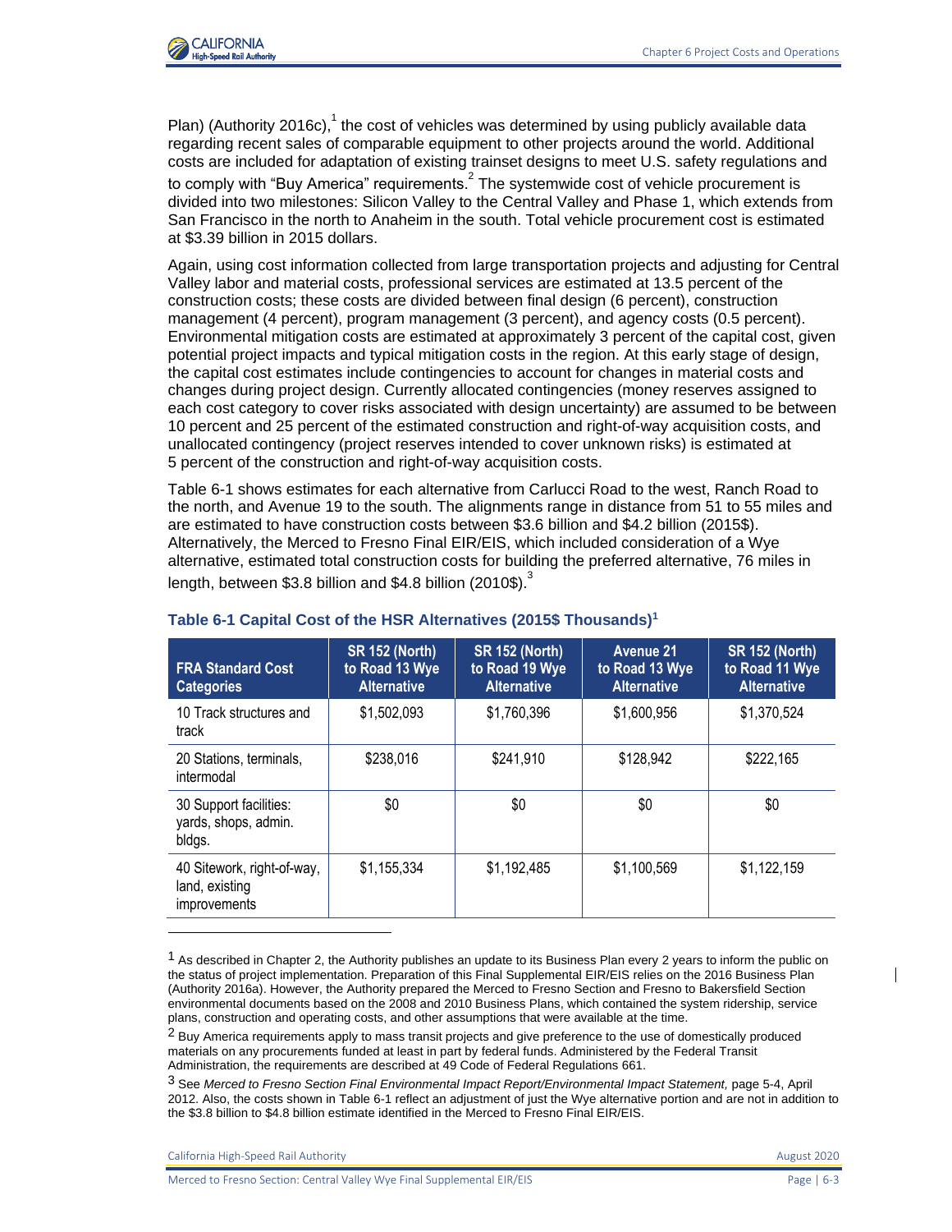Plan) (Authority 2016c),[1] the cost of vehicles was determined by using publicly available data regarding recent sales of comparable equipment to other projects around the world. Additional costs are included for adaptation of existing trainset designs to meet U.S. safety regulations and to comply with "Buy America" requirements.[2] The systemwide cost of vehicle procurement is divided into two milestones: Silicon Valley to the Central Valley and Phase 1, which extends from San Francisco in the north to Anaheim in the south. Total vehicle procurement cost is estimated at $3.39 billion in 2015 dollars.

Again, using cost information collected from large transportation projects and adjusting for Central Valley labor and material costs, professional services are estimated at 13.5 percent of the construction costs; these costs are divided between final design (6 percent), construction management (4 percent), program management (3 percent), and agency costs (0.5 percent). Environmental mitigation costs are estimated at approximately 3 percent of the capital cost, given potential project impacts and typical mitigation costs in the region. At this early stage of design, the capital cost estimates include contingencies to account for changes in material costs and changes during project design. Currently allocated contingencies (money reserves assigned to each cost category to cover risks associated with design uncertainty) are assumed to be between 10 percent and 25 percent of the estimated construction and right-of-way acquisition costs, and unallocated contingency (project reserves intended to cover unknown risks) is estimated at 5 percent of the construction and right-of-way acquisition costs.

Table 6-1 shows estimates for each alternative from Carlucci Road to the west, Ranch Road to the north, and Avenue 19 to the south. The alignments range in distance from 51 to 55 miles and are estimated to have construction costs between $3.6 billion and $4.2 billion (2015$). Alternatively, the Merced to Fresno Final EIR/EIS, which included consideration of a Wye alternative, estimated total construction costs for building the preferred alternative, 76 miles in length, between $3.8 billion and $4.8 billion (2010$).[3]

**Table 6-1 Capital Cost of the HSR Alternatives (2015$ Thousands)[1]**

| FRA Standard Cost Categories | SR 152 (North) to Road 13 Wye Alternative | SR 152 (North) to Road 19 Wye Alternative | Avenue 21 to Road 13 Wye Alternative | SR 152 (North) to Road 11 Wye Alternative |
|---|---|---|---|---|
| 10 Track structures and track | $1,502,093 | $1,760,396 | $1,600,956 | $1,370,524 |
| 20 Stations, terminals, intermodal | $238,016 | $241,910 | $128,942 | $222,165 |
| 30 Support facilities: yards, shops, admin. bldgs. | $0 | $0 | $0 | $0 |
| 40 Sitework, right-of-way, land, existing improvements | $1,155,334 | $1,192,485 | $1,100,569 | $1,122,159 |

[1] As described in Chapter 2, the Authority publishes an update to its Business Plan every 2 years to inform the public on the status of project implementation. Preparation of this Final Supplemental EIR/EIS relies on the 2016 Business Plan (Authority 2016a). However, the Authority prepared the Merced to Fresno Section and Fresno to Bakersfield Section environmental documents based on the 2008 and 2010 Business Plans, which contained the system ridership, service plans, construction and operating costs, and other assumptions that were available at the time.

[2] Buy America requirements apply to mass transit projects and give preference to the use of domestically produced materials on any procurements funded at least in part by federal funds. Administered by the Federal Transit Administration, the requirements are described at 49 Code of Federal Regulations 661.

[3] See *Merced to Fresno Section Final Environmental Impact Report/Environmental Impact Statement,* page 5-4, April 2012. Also, the costs shown in Table 6-1 reflect an adjustment of just the Wye alternative portion and are not in addition to the $3.8 billion to $4.8 billion estimate identified in the Merced to Fresno Final EIR/EIS.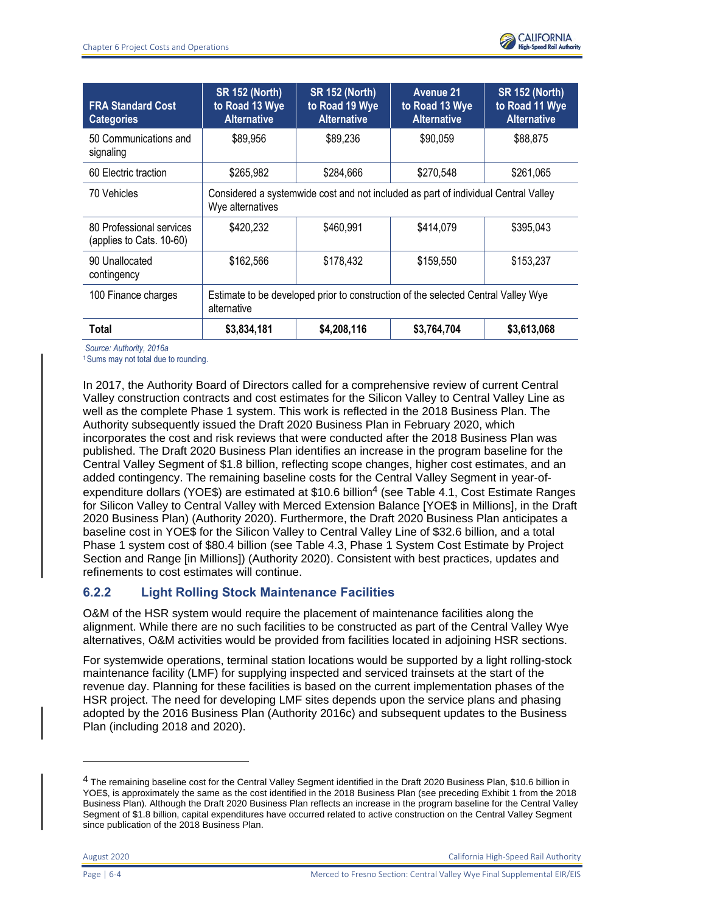| FRA Standard Cost Categories | SR 152 (North) to Road 13 Wye Alternative | SR 152 (North) to Road 19 Wye Alternative | Avenue 21 to Road 13 Wye Alternative | SR 152 (North) to Road 11 Wye Alternative |
|---|---|---|---|---|
| 50 Communications and signaling | $89,956 | $89,236 | $90,059 | $88,875 |
| 60 Electric traction | $265,982 | $284,666 | $270,548 | $261,065 |
| 70 Vehicles | Considered a systemwide cost and not included as part of individual Central Valley Wye alternatives | | | |
| 80 Professional services (applies to Cats. 10-60) | $420,232 | $460,991 | $414,079 | $395,043 |
| 90 Unallocated contingency | $162,566 | $178,432 | $159,550 | $153,237 |
| 100 Finance charges | Estimate to be developed prior to construction of the selected Central Valley Wye alternative | | | |
| **Total** | **$3,834,181** | **$4,208,116** | **$3,764,704** | **$3,613,068** |

*Source: Authority, 2016a*

[1] Sums may not total due to rounding.

In 2017, the Authority Board of Directors called for a comprehensive review of current Central Valley construction contracts and cost estimates for the Silicon Valley to Central Valley Line as well as the complete Phase 1 system. This work is reflected in the 2018 Business Plan. The Authority subsequently issued the Draft 2020 Business Plan in February 2020, which incorporates the cost and risk reviews that were conducted after the 2018 Business Plan was published. The Draft 2020 Business Plan identifies an increase in the program baseline for the Central Valley Segment of $1.8 billion, reflecting scope changes, higher cost estimates, and an added contingency. The remaining baseline costs for the Central Valley Segment in year-of-expenditure dollars (YOE$) are estimated at $10.6 billion[4] (see Table 4.1, Cost Estimate Ranges for Silicon Valley to Central Valley with Merced Extension Balance [YOE$ in Millions], in the Draft 2020 Business Plan) (Authority 2020). Furthermore, the Draft 2020 Business Plan anticipates a baseline cost in YOE$ for the Silicon Valley to Central Valley Line of $32.6 billion, and a total Phase 1 system cost of $80.4 billion (see Table 4.3, Phase 1 System Cost Estimate by Project Section and Range [in Millions]) (Authority 2020). Consistent with best practices, updates and refinements to cost estimates will continue.

### 6.2.2 Light Rolling Stock Maintenance Facilities

O&M of the HSR system would require the placement of maintenance facilities along the alignment. While there are no such facilities to be constructed as part of the Central Valley Wye alternatives, O&M activities would be provided from facilities located in adjoining HSR sections.

For systemwide operations, terminal station locations would be supported by a light rolling-stock maintenance facility (LMF) for supplying inspected and serviced trainsets at the start of the revenue day. Planning for these facilities is based on the current implementation phases of the HSR project. The need for developing LMF sites depends upon the service plans and phasing adopted by the 2016 Business Plan (Authority 2016c) and subsequent updates to the Business Plan (including 2018 and 2020).

[4] The remaining baseline cost for the Central Valley Segment identified in the Draft 2020 Business Plan, $10.6 billion in YOE$, is approximately the same as the cost identified in the 2018 Business Plan (see preceding Exhibit 1 from the 2018 Business Plan). Although the Draft 2020 Business Plan reflects an increase in the program baseline for the Central Valley Segment of $1.8 billion, capital expenditures have occurred related to active construction on the Central Valley Segment since publication of the 2018 Business Plan.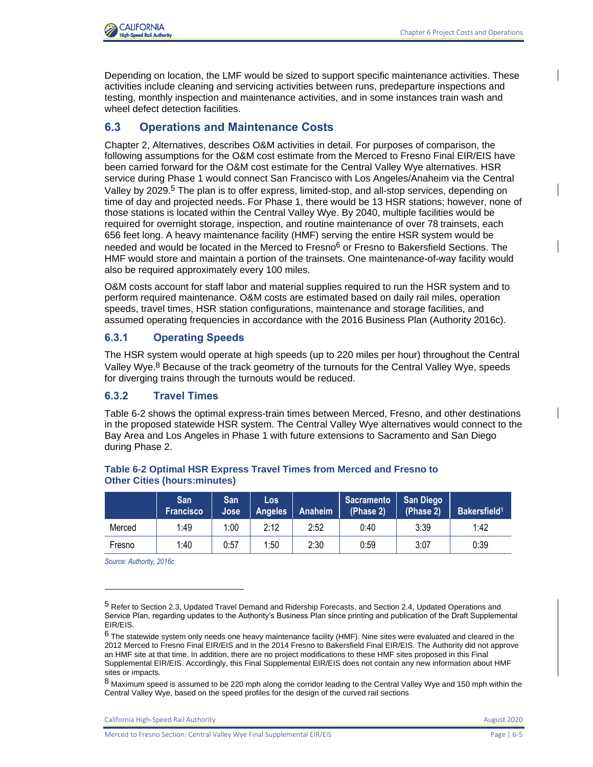Depending on location, the LMF would be sized to support specific maintenance activities. These activities include cleaning and servicing activities between runs, predeparture inspections and testing, monthly inspection and maintenance activities, and in some instances train wash and wheel defect detection facilities.

## 6.3 Operations and Maintenance Costs

Chapter 2, Alternatives, describes O&M activities in detail. For purposes of comparison, the following assumptions for the O&M cost estimate from the Merced to Fresno Final EIR/EIS have been carried forward for the O&M cost estimate for the Central Valley Wye alternatives. HSR service during Phase 1 would connect San Francisco with Los Angeles/Anaheim via the Central Valley by 2029.[5] The plan is to offer express, limited-stop, and all-stop services, depending on time of day and projected needs. For Phase 1, there would be 13 HSR stations; however, none of those stations is located within the Central Valley Wye. By 2040, multiple facilities would be required for overnight storage, inspection, and routine maintenance of over 78 trainsets, each 656 feet long. A heavy maintenance facility (HMF) serving the entire HSR system would be needed and would be located in the Merced to Fresno[6] or Fresno to Bakersfield Sections. The HMF would store and maintain a portion of the trainsets. One maintenance-of-way facility would also be required approximately every 100 miles.

O&M costs account for staff labor and material supplies required to run the HSR system and to perform required maintenance. O&M costs are estimated based on daily rail miles, operation speeds, travel times, HSR station configurations, maintenance and storage facilities, and assumed operating frequencies in accordance with the 2016 Business Plan (Authority 2016c).

### 6.3.1 Operating Speeds

The HSR system would operate at high speeds (up to 220 miles per hour) throughout the Central Valley Wye.[8] Because of the track geometry of the turnouts for the Central Valley Wye, speeds for diverging trains through the turnouts would be reduced.

### 6.3.2 Travel Times

Table 6-2 shows the optimal express-train times between Merced, Fresno, and other destinations in the proposed statewide HSR system. The Central Valley Wye alternatives would connect to the Bay Area and Los Angeles in Phase 1 with future extensions to Sacramento and San Diego during Phase 2.

**Table 6-2 Optimal HSR Express Travel Times from Merced and Fresno to Other Cities (hours:minutes)**

| | San Francisco | San Jose | Los Angeles | Anaheim | Sacramento (Phase 2) | San Diego (Phase 2) | Bakersfield[1] |
|---|---|---|---|---|---|---|---|
| Merced | 1:49 | 1:00 | 2:12 | 2:52 | 0:40 | 3:39 | 1:42 |
| Fresno | 1:40 | 0:57 | 1:50 | 2:30 | 0:59 | 3:07 | 0:39 |

*Source: Authority, 2016c*

---

[5] Refer to Section 2.3, Updated Travel Demand and Ridership Forecasts, and Section 2.4, Updated Operations and Service Plan, regarding updates to the Authority's Business Plan since printing and publication of the Draft Supplemental EIR/EIS.

[6] The statewide system only needs one heavy maintenance facility (HMF). Nine sites were evaluated and cleared in the 2012 Merced to Fresno Final EIR/EIS and in the 2014 Fresno to Bakersfield Final EIR/EIS. The Authority did not approve an HMF site at that time. In addition, there are no project modifications to these HMF sites proposed in this Final Supplemental EIR/EIS. Accordingly, this Final Supplemental EIR/EIS does not contain any new information about HMF sites or impacts.

[8] Maximum speed is assumed to be 220 mph along the corridor leading to the Central Valley Wye and 150 mph within the Central Valley Wye, based on the speed profiles for the design of the curved rail sections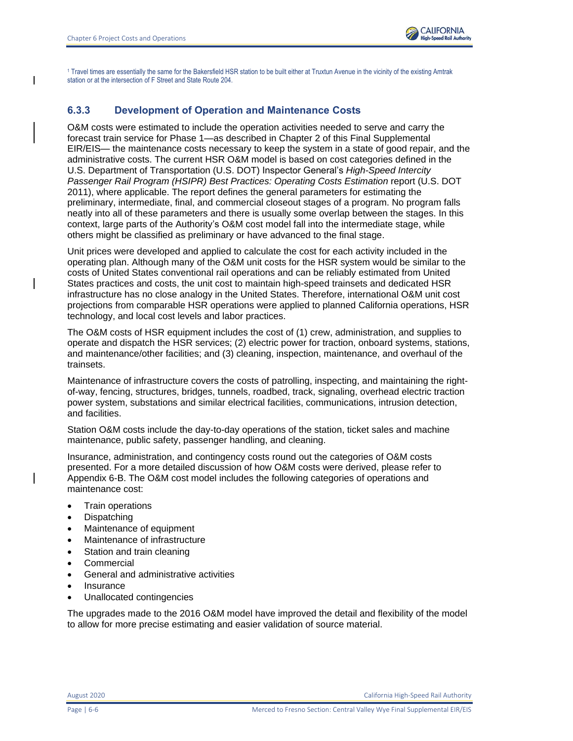[1] Travel times are essentially the same for the Bakersfield HSR station to be built either at Truxtun Avenue in the vicinity of the existing Amtrak station or at the intersection of F Street and State Route 204.

### 6.3.3 Development of Operation and Maintenance Costs

O&M costs were estimated to include the operation activities needed to serve and carry the forecast train service for Phase 1—as described in Chapter 2 of this Final Supplemental EIR/EIS— the maintenance costs necessary to keep the system in a state of good repair, and the administrative costs. The current HSR O&M model is based on cost categories defined in the U.S. Department of Transportation (U.S. DOT) Inspector General's *High-Speed Intercity Passenger Rail Program (HSIPR) Best Practices: Operating Costs Estimation* report (U.S. DOT 2011), where applicable. The report defines the general parameters for estimating the preliminary, intermediate, final, and commercial closeout stages of a program. No program falls neatly into all of these parameters and there is usually some overlap between the stages. In this context, large parts of the Authority's O&M cost model fall into the intermediate stage, while others might be classified as preliminary or have advanced to the final stage.

Unit prices were developed and applied to calculate the cost for each activity included in the operating plan. Although many of the O&M unit costs for the HSR system would be similar to the costs of United States conventional rail operations and can be reliably estimated from United States practices and costs, the unit cost to maintain high-speed trainsets and dedicated HSR infrastructure has no close analogy in the United States. Therefore, international O&M unit cost projections from comparable HSR operations were applied to planned California operations, HSR technology, and local cost levels and labor practices.

The O&M costs of HSR equipment includes the cost of (1) crew, administration, and supplies to operate and dispatch the HSR services; (2) electric power for traction, onboard systems, stations, and maintenance/other facilities; and (3) cleaning, inspection, maintenance, and overhaul of the trainsets.

Maintenance of infrastructure covers the costs of patrolling, inspecting, and maintaining the right-of-way, fencing, structures, bridges, tunnels, roadbed, track, signaling, overhead electric traction power system, substations and similar electrical facilities, communications, intrusion detection, and facilities.

Station O&M costs include the day-to-day operations of the station, ticket sales and machine maintenance, public safety, passenger handling, and cleaning.

Insurance, administration, and contingency costs round out the categories of O&M costs presented. For a more detailed discussion of how O&M costs were derived, please refer to Appendix 6-B. The O&M cost model includes the following categories of operations and maintenance cost:

- Train operations
- Dispatching
- Maintenance of equipment
- Maintenance of infrastructure
- Station and train cleaning
- Commercial
- General and administrative activities
- Insurance
- Unallocated contingencies

The upgrades made to the 2016 O&M model have improved the detail and flexibility of the model to allow for more precise estimating and easier validation of source material.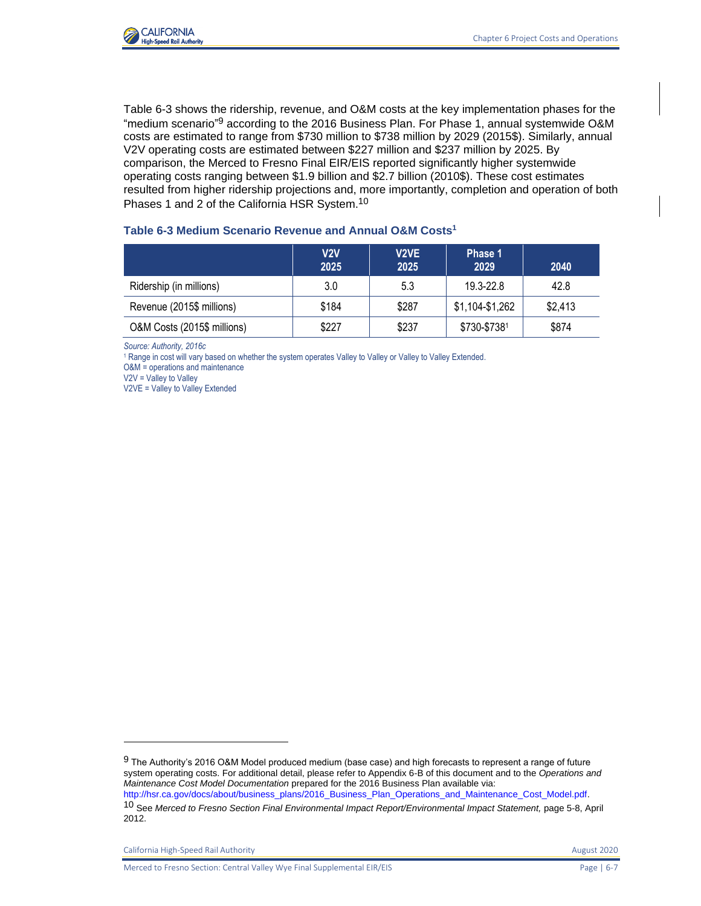Table 6-3 shows the ridership, revenue, and O&M costs at the key implementation phases for the "medium scenario"[9] according to the 2016 Business Plan. For Phase 1, annual systemwide O&M costs are estimated to range from $730 million to $738 million by 2029 (2015$). Similarly, annual V2V operating costs are estimated between $227 million and $237 million by 2025. By comparison, the Merced to Fresno Final EIR/EIS reported significantly higher systemwide operating costs ranging between $1.9 billion and $2.7 billion (2010$). These cost estimates resulted from higher ridership projections and, more importantly, completion and operation of both Phases 1 and 2 of the California HSR System.[10]

### Table 6-3 Medium Scenario Revenue and Annual O&M Costs[1]

| | V2V 2025 | V2VE 2025 | Phase 1 2029 | 2040 |
|---|---|---|---|---|
| Ridership (in millions) | 3.0 | 5.3 | 19.3-22.8 | 42.8 |
| Revenue (2015$ millions) | $184 | $287 | $1,104-$1,262 | $2,413 |
| O&M Costs (2015$ millions) | $227 | $237 | $730-$738[1] | $874 |

*Source: Authority, 2016c*

[1] Range in cost will vary based on whether the system operates Valley to Valley or Valley to Valley Extended.

O&M = operations and maintenance

V2V = Valley to Valley

V2VE = Valley to Valley Extended

---

[9] The Authority's 2016 O&M Model produced medium (base case) and high forecasts to represent a range of future system operating costs. For additional detail, please refer to Appendix 6-B of this document and to the *Operations and Maintenance Cost Model Documentation* prepared for the 2016 Business Plan available via: http://hsr.ca.gov/docs/about/business_plans/2016_Business_Plan_Operations_and_Maintenance_Cost_Model.pdf.

[10] See *Merced to Fresno Section Final Environmental Impact Report/Environmental Impact Statement,* page 5-8, April 2012.